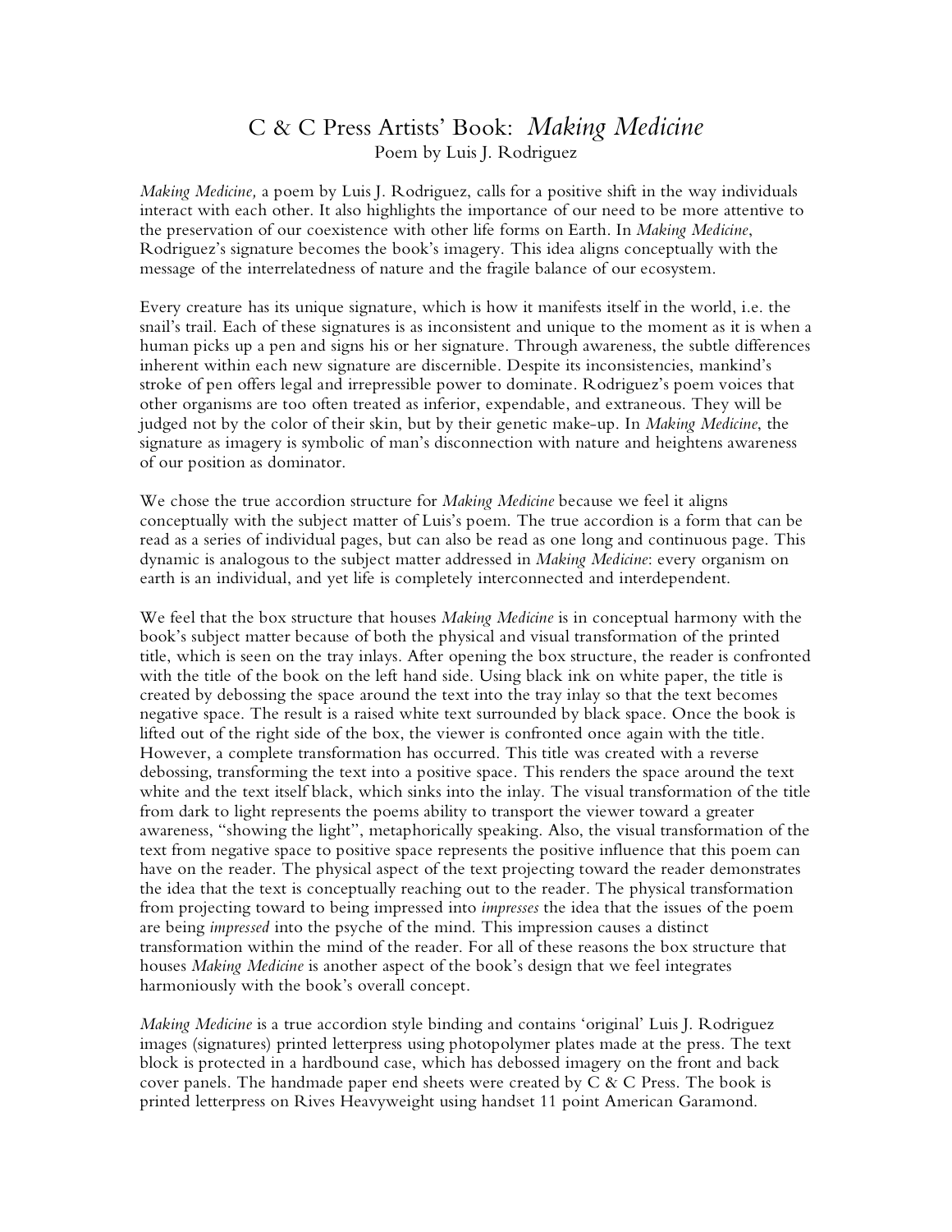# C & C Press Artists' Book: *Making Medicine*

Poem by Luis J. Rodriguez

*Making Medicine,* a poem by Luis J. Rodriguez, calls for a positive shift in the way individuals interact with each other. It also highlights the importance of our need to be more attentive to the preservation of our coexistence with other life forms on Earth. In *Making Medicine*, Rodriguez's signature becomes the book's imagery. This idea aligns conceptually with the message of the interrelatedness of nature and the fragile balance of our ecosystem.

Every creature has its unique signature, which is how it manifests itself in the world, i.e. the snail's trail. Each of these signatures is as inconsistent and unique to the moment as it is when a human picks up a pen and signs his or her signature. Through awareness, the subtle differences inherent within each new signature are discernible. Despite its inconsistencies, mankind's stroke of pen offers legal and irrepressible power to dominate. Rodriguez's poem voices that other organisms are too often treated as inferior, expendable, and extraneous. They will be judged not by the color of their skin, but by their genetic make-up. In *Making Medicine*, the signature as imagery is symbolic of man's disconnection with nature and heightens awareness of our position as dominator.

We chose the true accordion structure for *Making Medicine* because we feel it aligns conceptually with the subject matter of Luis's poem. The true accordion is a form that can be read as a series of individual pages, but can also be read as one long and continuous page. This dynamic is analogous to the subject matter addressed in *Making Medicine*: every organism on earth is an individual, and yet life is completely interconnected and interdependent.

We feel that the box structure that houses *Making Medicine* is in conceptual harmony with the book's subject matter because of both the physical and visual transformation of the printed title, which is seen on the tray inlays. After opening the box structure, the reader is confronted with the title of the book on the left hand side. Using black ink on white paper, the title is created by debossing the space around the text into the tray inlay so that the text becomes negative space. The result is a raised white text surrounded by black space. Once the book is lifted out of the right side of the box, the viewer is confronted once again with the title. However, a complete transformation has occurred. This title was created with a reverse debossing, transforming the text into a positive space. This renders the space around the text white and the text itself black, which sinks into the inlay. The visual transformation of the title from dark to light represents the poems ability to transport the viewer toward a greater awareness, "showing the light", metaphorically speaking. Also, the visual transformation of the text from negative space to positive space represents the positive influence that this poem can have on the reader. The physical aspect of the text projecting toward the reader demonstrates the idea that the text is conceptually reaching out to the reader. The physical transformation from projecting toward to being impressed into *impresses* the idea that the issues of the poem are being *impressed* into the psyche of the mind. This impression causes a distinct transformation within the mind of the reader. For all of these reasons the box structure that houses *Making Medicine* is another aspect of the book's design that we feel integrates harmoniously with the book's overall concept.

*Making Medicine* is a true accordion style binding and contains 'original' Luis J. Rodriguez images (signatures) printed letterpress using photopolymer plates made at the press. The text block is protected in a hardbound case, which has debossed imagery on the front and back cover panels. The handmade paper end sheets were created by C & C Press. The book is printed letterpress on Rives Heavyweight using handset 11 point American Garamond.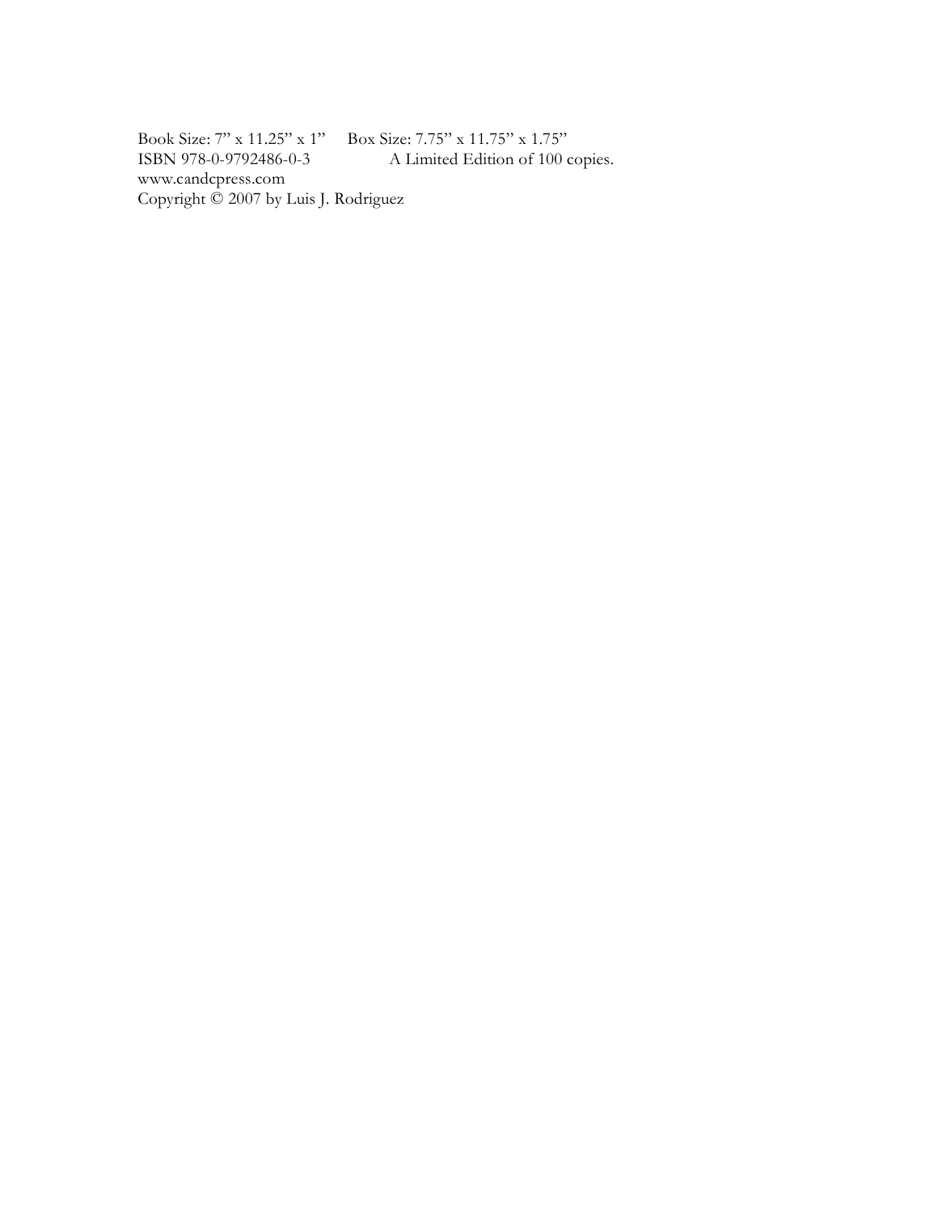Book Size: 7" x 11.25" x 1"     Box Size: 7.75" x 11.75" x 1.75"
ISBN 978-0-9792486-0-3     A Limited Edition of 100 copies.
www.candcpress.com
Copyright © 2007 by Luis J. Rodriguez